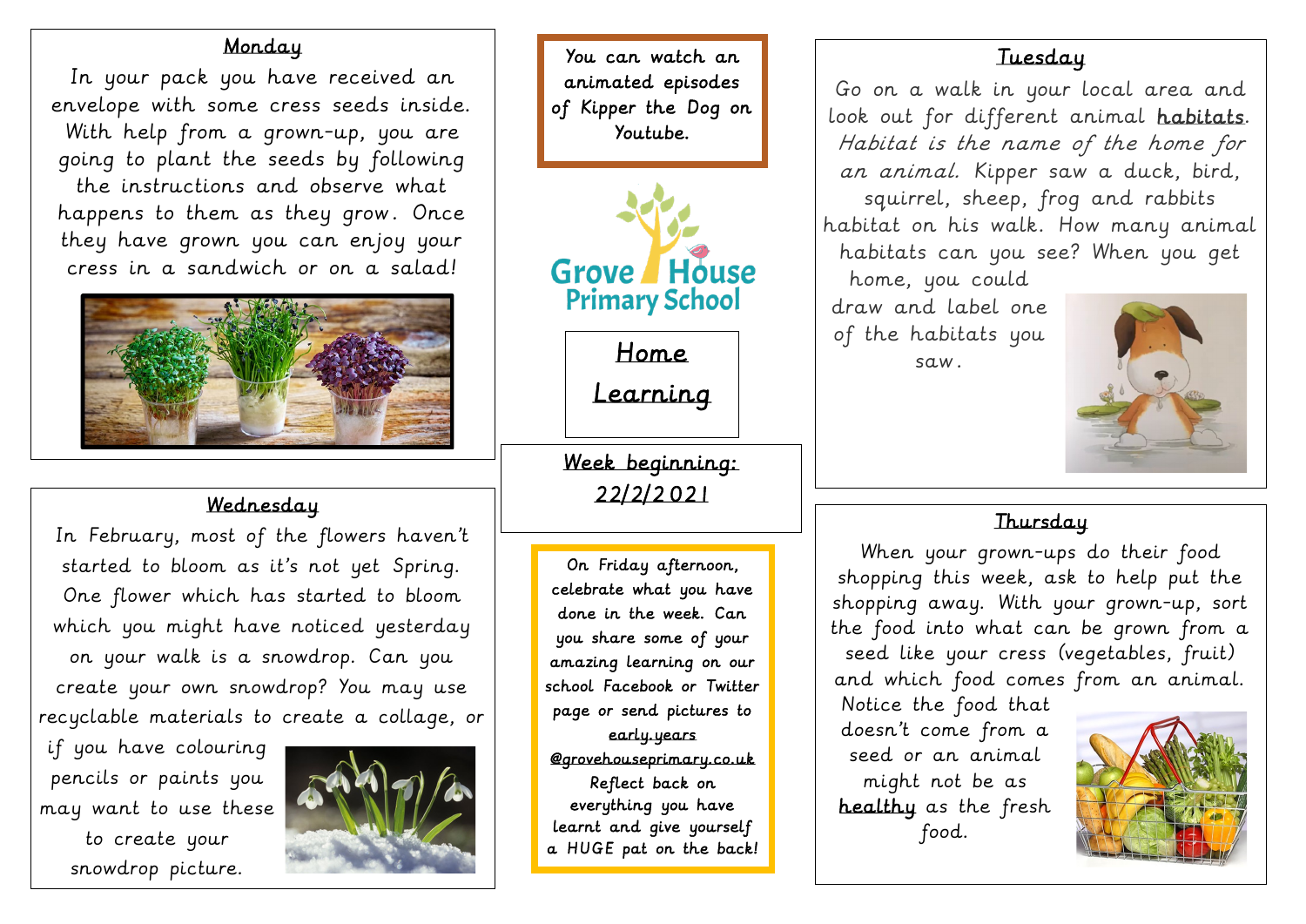# Home Learning

**Week beginning: 22/2/2021**

You can watch an animated episodes of Kipper the Dog on Youtube.

Grove House Primary School

## Monday

In your pack you have received an envelope with some cress seeds inside. With help from a grown-up, you are going to plant the seeds by following the instructions and observe what happens to them as they grow. Once they have grown you can enjoy your cress in a sandwich or on a salad!

## Tuesday

Go on a walk in your local area and look out for different animal **habitats**. *Habitat is the name of the home for an animal.* Kipper saw a duck, bird, squirrel, sheep, frog and rabbits habitat on his walk. How many animal habitats can you see? When you get home, you could draw and label one of the habitats you saw.

## Wednesday

In February, most of the flowers haven't started to bloom as it's not yet Spring. One flower which has started to bloom which you might have noticed yesterday on your walk is a snowdrop. Can you create your own snowdrop? You may use recyclable materials to create a collage, or if you have colouring pencils or paints you may want to use these to create your snowdrop picture.

## Thursday

When your grown-ups do their food shopping this week, ask to help put the shopping away. With your grown-up, sort the food into what can be grown from a seed like your cress (vegetables, fruit) and which food comes from an animal. Notice the food that doesn't come from a seed or an animal might not be as **healthy** as the fresh food.

On Friday afternoon, celebrate what you have done in the week. Can you share some of your amazing learning on our school Facebook or Twitter page or send pictures to early.years @grovehouseprimary.co.uk Reflect back on everything you have learnt and give yourself a HUGE pat on the back!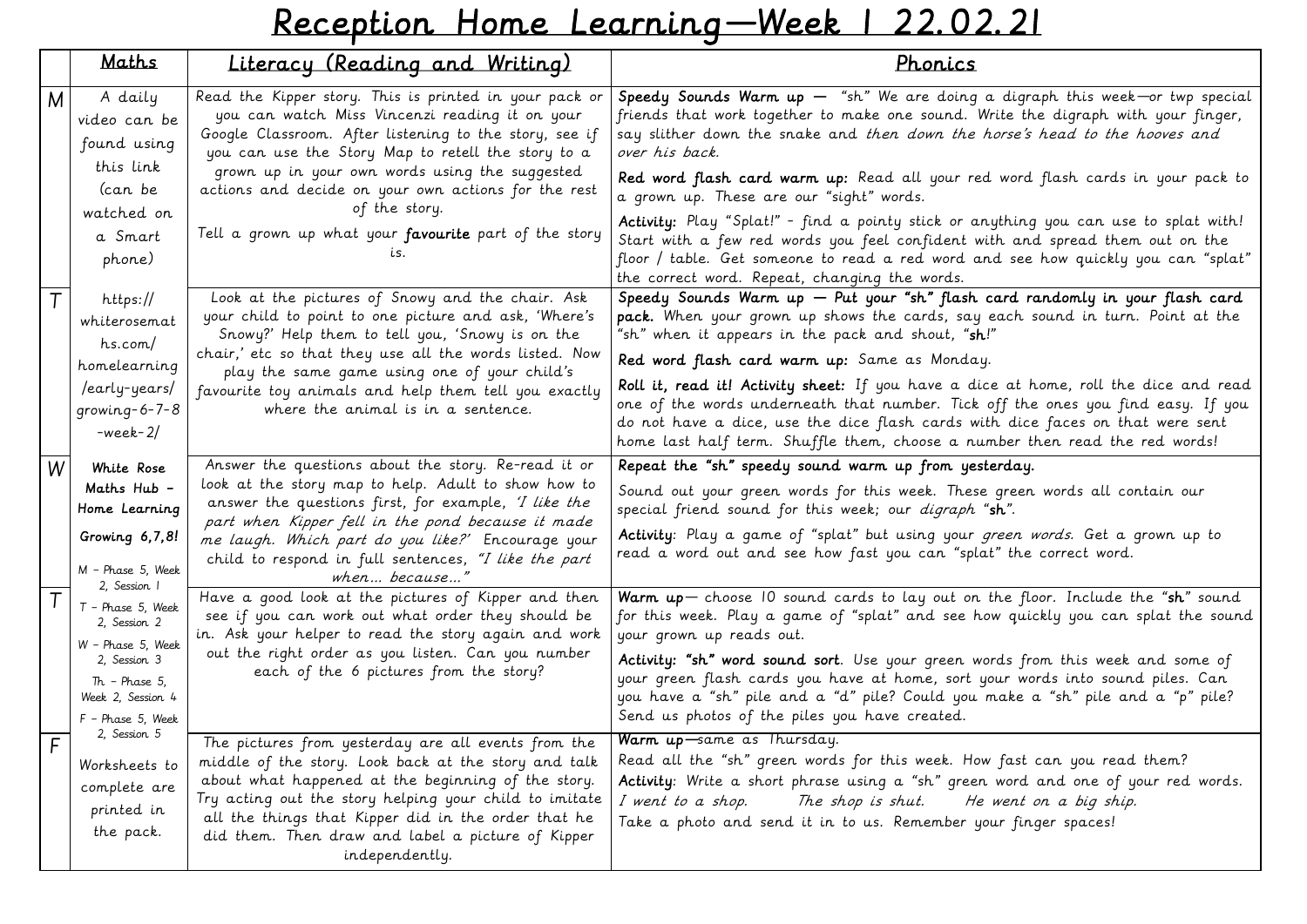# Reception Home Learning—Week 1 22.02.21

| | Maths | Literacy (Reading and Writing) | Phonics |
|---|---|---|---|
| M | A daily video can be found using this link (can be watched on a Smart phone) | Read the Kipper story. This is printed in your pack or you can watch Miss Vincenzi reading it on your Google Classroom. After listening to the story, see if you can use the Story Map to retell the story to a grown up in your own words using the suggested actions and decide on your own actions for the rest of the story. Tell a grown up what your **favourite** part of the story is. | **Speedy Sounds Warm up —** "sh" We are doing a digraph this week—or twp special friends that work together to make one sound. Write the digraph with your finger, say slither down the snake and *then down the horse's head to the hooves and over his back.* **Red word flash card warm up:** Read all your red word flash cards in your pack to a grown up. These are our "sight" words. **Activity:** Play "Splat!" - find a pointy stick or anything you can use to splat with! Start with a few red words you feel confident with and spread them out on the floor / table. Get someone to read a red word and see how quickly you can "splat" the correct word. Repeat, changing the words. |
| T | https://whiterosemaths.com/homelearning/early-years/growing-6-7-8-week-2/ | Look at the pictures of Snowy and the chair. Ask your child to point to one picture and ask, 'Where's Snowy?' Help them to tell you, 'Snowy is on the chair,' etc so that they use all the words listed. Now play the same game using one of your child's favourite toy animals and help them tell you exactly where the animal is in a sentence. | **Speedy Sounds Warm up — Put your "sh" flash card randomly in your flash card pack.** When your grown up shows the cards, say each sound in turn. Point at the "sh" when it appears in the pack and shout, "**sh**!" **Red word flash card warm up:** Same as Monday. **Roll it, read it! Activity sheet:** If you have a dice at home, roll the dice and read one of the words underneath that number. Tick off the ones you find easy. If you do not have a dice, use the dice flash cards with dice faces on that were sent home last half term. Shuffle them, choose a number then read the red words! |
| W | **White Rose Maths Hub - Home Learning** **Growing 6,7,8!** M - Phase 5, Week 2, Session 1 | Answer the questions about the story. Re-read it or look at the story map to help. Adult to show how to answer the questions first, for example, *'I like the part when Kipper fell in the pond because it made me laugh. Which part do you like?'* Encourage your child to respond in full sentences, *"I like the part when… because…"* | **Repeat the "sh" speedy sound warm up from yesterday.** Sound out your green words for this week. These green words all contain our special friend sound for this week; our *digraph* "**sh**". **Activity**: Play a game of "splat" but using your *green words.* Get a grown up to read a word out and see how fast you can "splat" the correct word. |
| T | T - Phase 5, Week 2, Session 2 W - Phase 5, Week 2, Session 3 Th - Phase 5, Week 2, Session 4 F - Phase 5, Week 2, Session 5 | Have a good look at the pictures of Kipper and then see if you can work out what order they should be in. Ask your helper to read the story again and work out the right order as you listen. Can you number each of the 6 pictures from the story? | **Warm up**— choose 10 sound cards to lay out on the floor. Include the "**sh**" sound for this week. Play a game of "splat" and see how quickly you can splat the sound your grown up reads out. **Activity: "sh" word sound sort**. Use your green words from this week and some of your green flash cards you have at home, sort your words into sound piles. Can you have a "sh" pile and a "d" pile? Could you make a "sh" pile and a "p" pile? Send us photos of the piles you have created. |
| F | Worksheets to complete are printed in the pack. | The pictures from yesterday are all events from the middle of the story. Look back at the story and talk about what happened at the beginning of the story. Try acting out the story helping your child to imitate all the things that Kipper did in the order that he did them. Then draw and label a picture of Kipper independently. | **Warm up**—same as Thursday. Read all the "sh" green words for this week. How fast can you read them? **Activity**: Write a short phrase using a "sh" green word and one of your red words. *I went to a shop. The shop is shut. He went on a big ship.* Take a photo and send it in to us. Remember your finger spaces! |